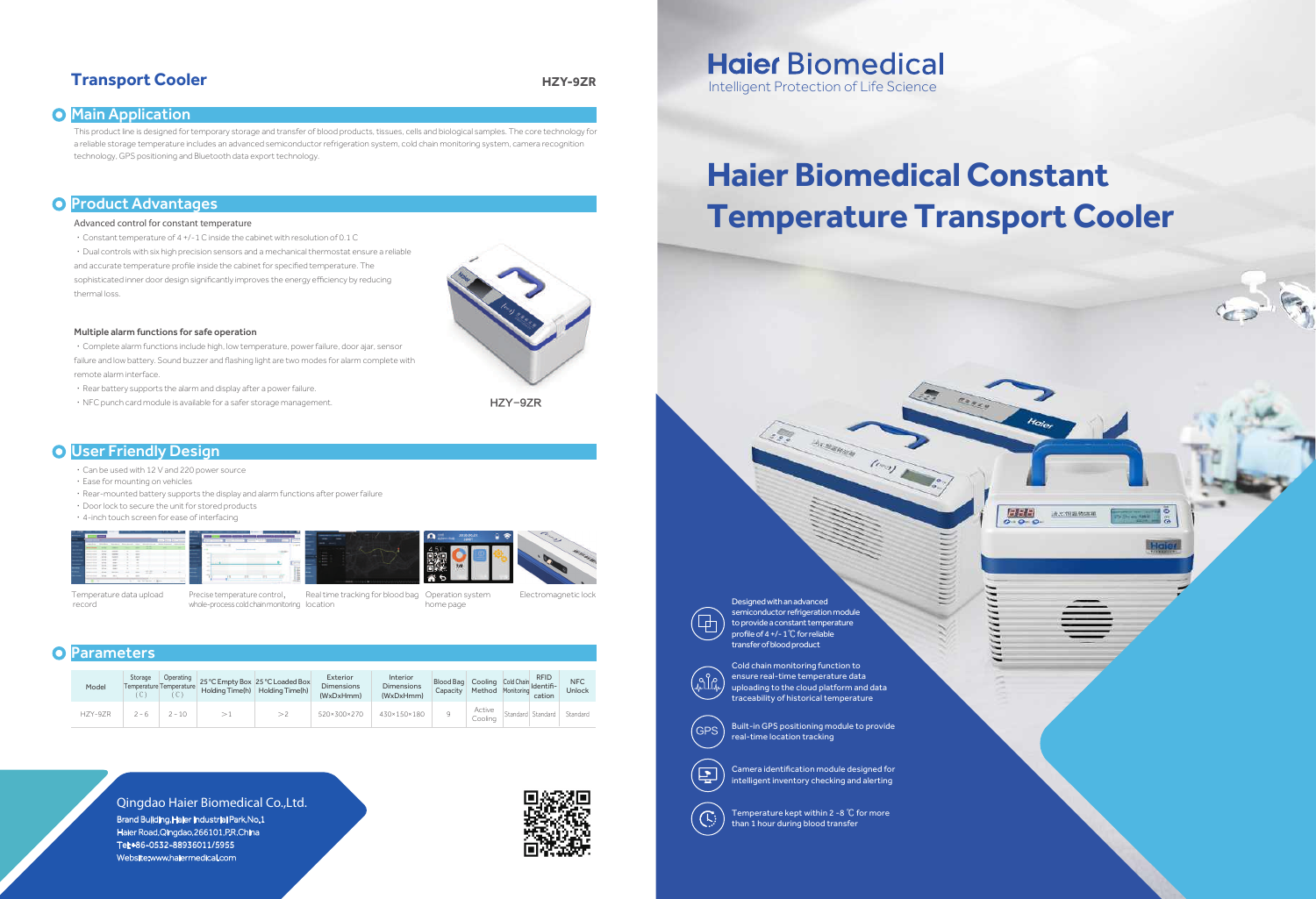## Transport Cooler

**HZY-9ZR**

### Main Application

This product line is designed for temporary storage and transfer of blood products, tissues, cells and biological samples. The core technology for a reliable storage temperature includes an advanced semiconductor refrigeration system, cold chain monitoring system, camera recognition technology, GPS positioning and Bluetooth data export technology.

### Product Advantages

**Advanced control for constant temperature**

- Constant temperature of 4 +/- 1 C inside the cabinet with resolution of 0.1 C
- Dual controls with six high precision sensors and a mechanical thermostat ensure a reliable and accurate temperature profile inside the cabinet for specified temperature. The sophisticated inner door design significantly improves the energy efficiency by reducing thermal loss.

**Multiple alarm functions for safe operation**

- Complete alarm functions include high, low temperature, power failure, door ajar, sensor failure and low battery. Sound buzzer and flashing light are two modes for alarm complete with remote alarm interface.
- Rear battery supports the alarm and display after a power failure.
- NFC punch card module is available for a safer storage management.

HZY-9ZR

### User Friendly Design

- Can be used with 12 V and 220 power source
- Ease for mounting on vehicles
- Rear-mounted battery supports the display and alarm functions after power failure
- Door lock to secure the unit for stored products
- 4-inch touch screen for ease of interfacing

Temperature data upload record | Precise temperature control, whole-process cold chain monitoring | Real time tracking for blood bag location | Operation system home page | Electromagnetic lock

### Parameters

| Model | Storage Temperature (C) | Operating Temperature (C) | 25°C Empty Box Holding Time(h) | 25°C Loaded Box Holding Time(h) | Exterior Dimensions (WxDxHmm) | Interior Dimensions (WxDxHmm) | Blood Bag Capacity | Cooling Method | Cold Chain Monitoring | RFID Identification | NFC Unlock |
|---|---|---|---|---|---|---|---|---|---|---|---|
| HZY-9ZR | 2 - 6 | 2 - 10 | >1 | >2 | 520×300×270 | 430×150×180 | 9 | Active Cooling | Standard | Standard | Standard |

Qingdao Haier Biomedical Co.,Ltd.
Brand Building,Haier Industrial Park,No.1 Haier Road,Qingdao,266101,P.R.China
Tel:+86-0532-88936011/5955
Website:www.haiermedical.com

# Haier Biomedical

Intelligent Protection of Life Science

# Haier Biomedical Constant Temperature Transport Cooler

- Designed with an advanced semiconductor refrigeration module to provide a constant temperature profile of 4 +/- 1℃ for reliable transfer of blood product
- Cold chain monitoring function to ensure real-time temperature data uploading to the cloud platform and data traceability of historical temperature
- Built-in GPS positioning module to provide real-time location tracking
- Camera identification module designed for intelligent inventory checking and alerting
- Temperature kept within 2 -8 ℃ for more than 1 hour during blood transfer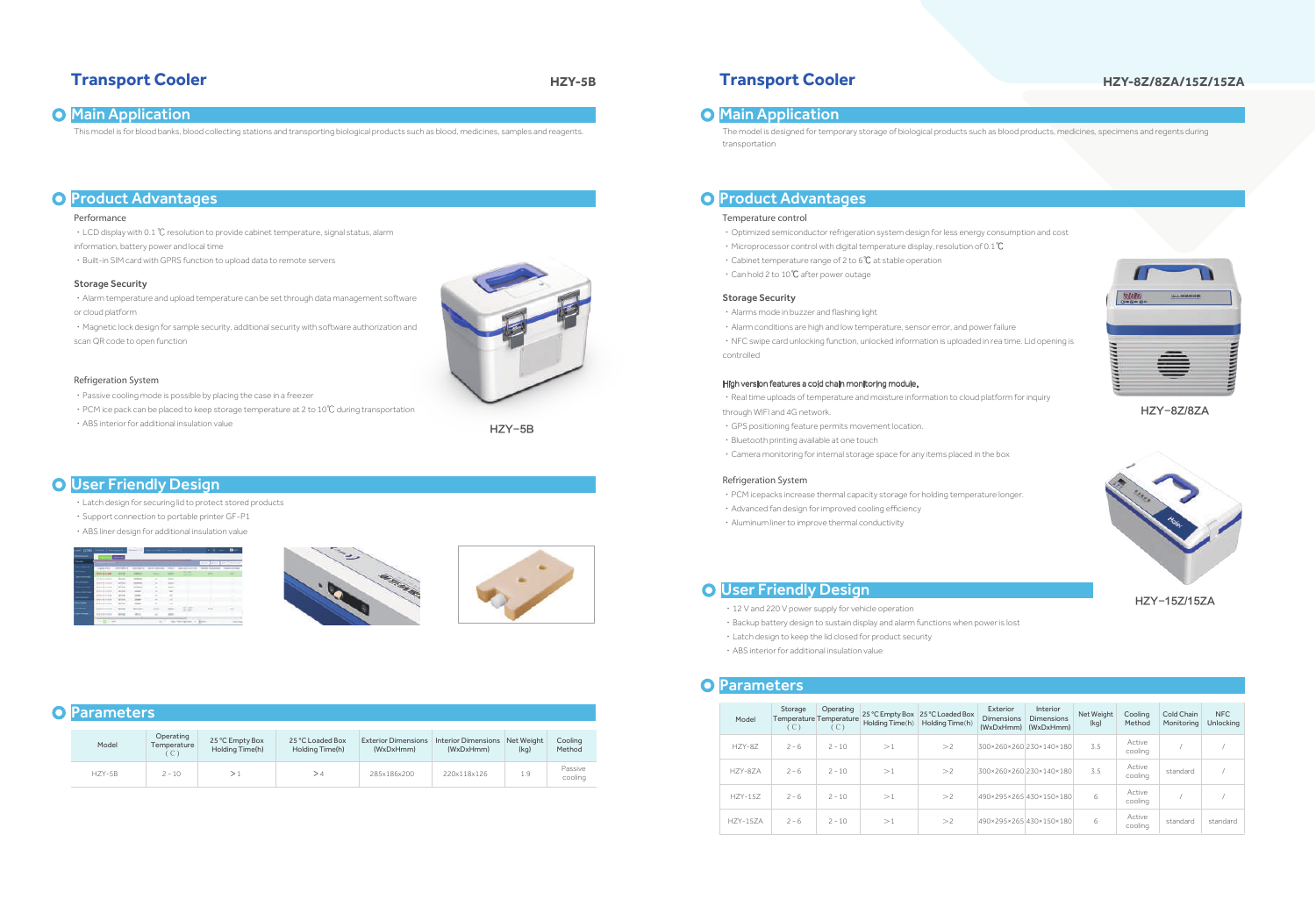# Transport Cooler

**HZY-5B**

## Main Application

This model is for blood banks, blood collecting stations and transporting biological products such as blood, medicines, samples and reagents.

## Product Advantages

### Performance

- LCD display with 0.1 ℃ resolution to provide cabinet temperature, signal status, alarm information, battery power and local time
- Built-in SIM card with GPRS function to upload data to remote servers

### Storage Security

- Alarm temperature and upload temperature can be set through data management software or cloud platform
- Magnetic lock design for sample security, additional security with software authorization and scan QR code to open function

### Refrigeration System

- Passive cooling mode is possible by placing the case in a freezer
- PCM ice pack can be placed to keep storage temperature at 2 to 10℃ during transportation
- ABS interior for additional insulation value

HZY-5B

## User Friendly Design

- Latch design for securing lid to protect stored products
- Support connection to portable printer GF-P1
- ABS liner design for additional insulation value

## Parameters

| Model | Operating Temperature (C) | 25 °C Empty Box Holding Time(h) | 25 °C Loaded Box Holding Time(h) | Exterior Dimensions (WxDxHmm) | Interior Dimensions (WxDxHmm) | Net Weight (kg) | Cooling Method |
|---|---|---|---|---|---|---|---|
| HZY-5B | 2 - 10 | >1 | >4 | 285x186x200 | 220x118x126 | 1.9 | Passive cooling |

# Transport Cooler

**HZY-8Z/8ZA/15Z/15ZA**

## Main Application

The model is designed for temporary storage of biological products such as blood products, medicines, specimens and regents during transportation

## Product Advantages

### Temperature control

- Optimized semiconductor refrigeration system design for less energy consumption and cost
- Microprocessor control with digital temperature display, resolution of 0.1℃
- Cabinet temperature range of 2 to 6℃ at stable operation
- Can hold 2 to 10℃ after power outage

### Storage Security

- Alarms mode in buzzer and flashing light
- Alarm conditions are high and low temperature, sensor error, and power failure
- NFC swipe card unlocking function, unlocked information is uploaded in rea time. Lid opening is controlled

### High version features a cold chain monitoring module.

- Real time uploads of temperature and moisture information to cloud platform for inquiry through WIFI and 4G network.
- GPS positioning feature permits movement location.
- Bluetooth printing available at one touch
- Camera monitoring for internal storage space for any items placed in the box

### Refrigeration System

- PCM icepacks increase thermal capacity storage for holding temperature longer.
- Advanced fan design for improved cooling efficiency
- Aluminum liner to improve thermal conductivity

HZY-8Z/8ZA

HZY-15Z/15ZA

## User Friendly Design

- 12 V and 220 V power supply for vehicle operation
- Backup battery design to sustain display and alarm functions when power is lost
- Latch design to keep the lid closed for product security
- ABS interior for additional insulation value

## Parameters

| Model | Storage Temperature (C) | Operating Temperature (C) | 25 °C Empty Box Holding Time(h) | 25 °C Loaded Box Holding Time(h) | Exterior Dimensions (WxDxHmm) | Interior Dimensions (WxDxHmm) | Net Weight (kg) | Cooling Method | Cold Chain Monitoring | NFC Unlocking |
|---|---|---|---|---|---|---|---|---|---|---|
| HZY-8Z | 2 - 6 | 2 - 10 | >1 | >2 | 300×260×260 | 230×140×180 | 3.5 | Active cooling | / | / |
| HZY-8ZA | 2 - 6 | 2 - 10 | >1 | >2 | 300×260×260 | 230×140×180 | 3.5 | Active cooling | standard | / |
| HZY-15Z | 2 - 6 | 2 - 10 | >1 | >2 | 490×295×265 | 430×150×180 | 6 | Active cooling | / | / |
| HZY-15ZA | 2 - 6 | 2 - 10 | >1 | >2 | 490×295×265 | 430×150×180 | 6 | Active cooling | standard | standard |